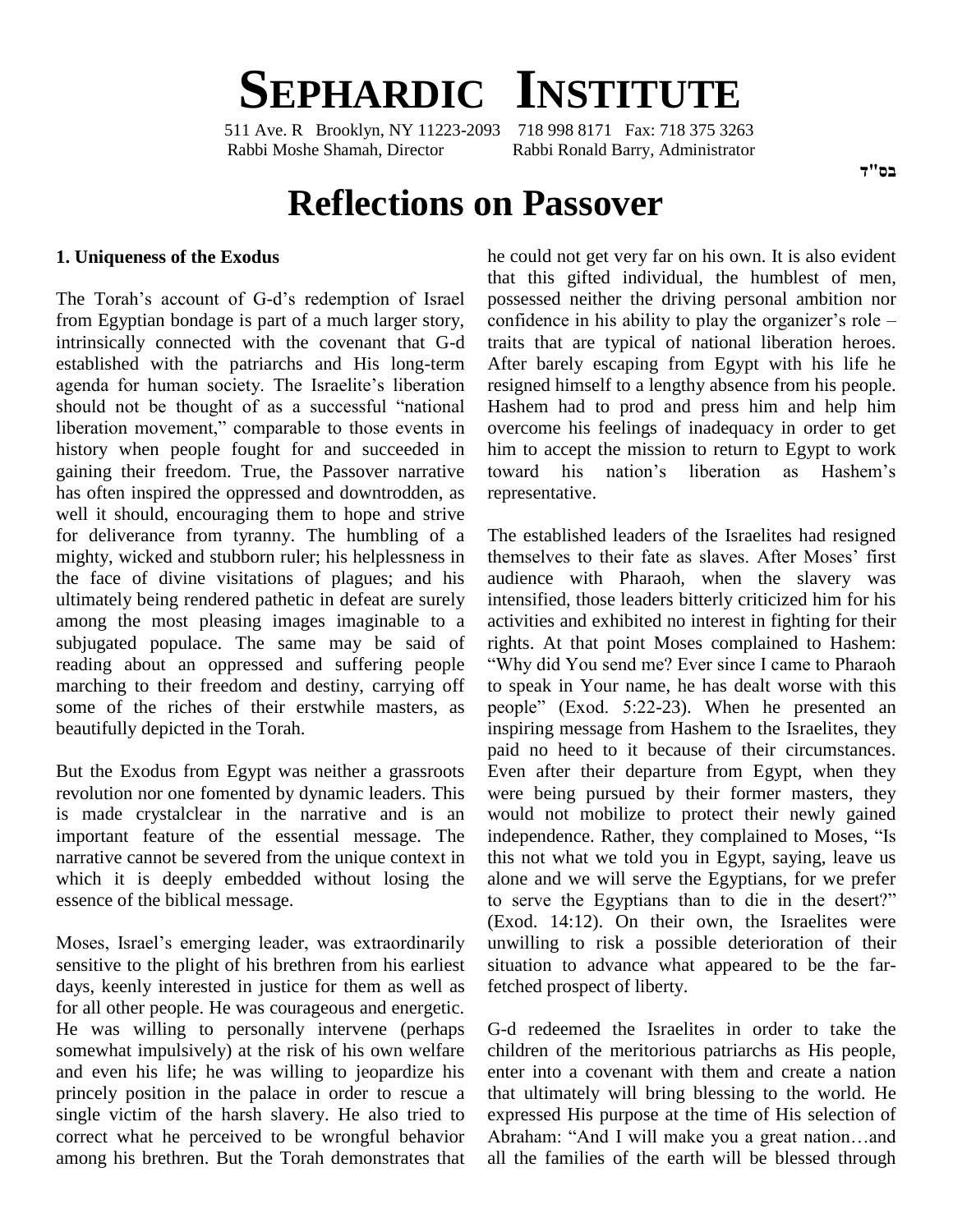# Sephardic Institute

511 Ave. R Brooklyn, NY 11223-2093 718 998 8171 Fax: 718 375 3263
Rabbi Moshe Shamah, Director Rabbi Ronald Barry, Administrator

בס"ד

# Reflections on Passover

### 1. Uniqueness of the Exodus

The Torah's account of G-d's redemption of Israel from Egyptian bondage is part of a much larger story, intrinsically connected with the covenant that G-d established with the patriarchs and His long-term agenda for human society. The Israelite's liberation should not be thought of as a successful "national liberation movement," comparable to those events in history when people fought for and succeeded in gaining their freedom. True, the Passover narrative has often inspired the oppressed and downtrodden, as well it should, encouraging them to hope and strive for deliverance from tyranny. The humbling of a mighty, wicked and stubborn ruler; his helplessness in the face of divine visitations of plagues; and his ultimately being rendered pathetic in defeat are surely among the most pleasing images imaginable to a subjugated populace. The same may be said of reading about an oppressed and suffering people marching to their freedom and destiny, carrying off some of the riches of their erstwhile masters, as beautifully depicted in the Torah.

But the Exodus from Egypt was neither a grassroots revolution nor one fomented by dynamic leaders. This is made crystalclear in the narrative and is an important feature of the essential message. The narrative cannot be severed from the unique context in which it is deeply embedded without losing the essence of the biblical message.

Moses, Israel's emerging leader, was extraordinarily sensitive to the plight of his brethren from his earliest days, keenly interested in justice for them as well as for all other people. He was courageous and energetic. He was willing to personally intervene (perhaps somewhat impulsively) at the risk of his own welfare and even his life; he was willing to jeopardize his princely position in the palace in order to rescue a single victim of the harsh slavery. He also tried to correct what he perceived to be wrongful behavior among his brethren. But the Torah demonstrates that he could not get very far on his own. It is also evident that this gifted individual, the humblest of men, possessed neither the driving personal ambition nor confidence in his ability to play the organizer's role – traits that are typical of national liberation heroes. After barely escaping from Egypt with his life he resigned himself to a lengthy absence from his people. Hashem had to prod and press him and help him overcome his feelings of inadequacy in order to get him to accept the mission to return to Egypt to work toward his nation's liberation as Hashem's representative.

The established leaders of the Israelites had resigned themselves to their fate as slaves. After Moses' first audience with Pharaoh, when the slavery was intensified, those leaders bitterly criticized him for his activities and exhibited no interest in fighting for their rights. At that point Moses complained to Hashem: "Why did You send me? Ever since I came to Pharaoh to speak in Your name, he has dealt worse with this people" (Exod. 5:22-23). When he presented an inspiring message from Hashem to the Israelites, they paid no heed to it because of their circumstances. Even after their departure from Egypt, when they were being pursued by their former masters, they would not mobilize to protect their newly gained independence. Rather, they complained to Moses, "Is this not what we told you in Egypt, saying, leave us alone and we will serve the Egyptians, for we prefer to serve the Egyptians than to die in the desert?" (Exod. 14:12). On their own, the Israelites were unwilling to risk a possible deterioration of their situation to advance what appeared to be the far-fetched prospect of liberty.

G-d redeemed the Israelites in order to take the children of the meritorious patriarchs as His people, enter into a covenant with them and create a nation that ultimately will bring blessing to the world. He expressed His purpose at the time of His selection of Abraham: "And I will make you a great nation…and all the families of the earth will be blessed through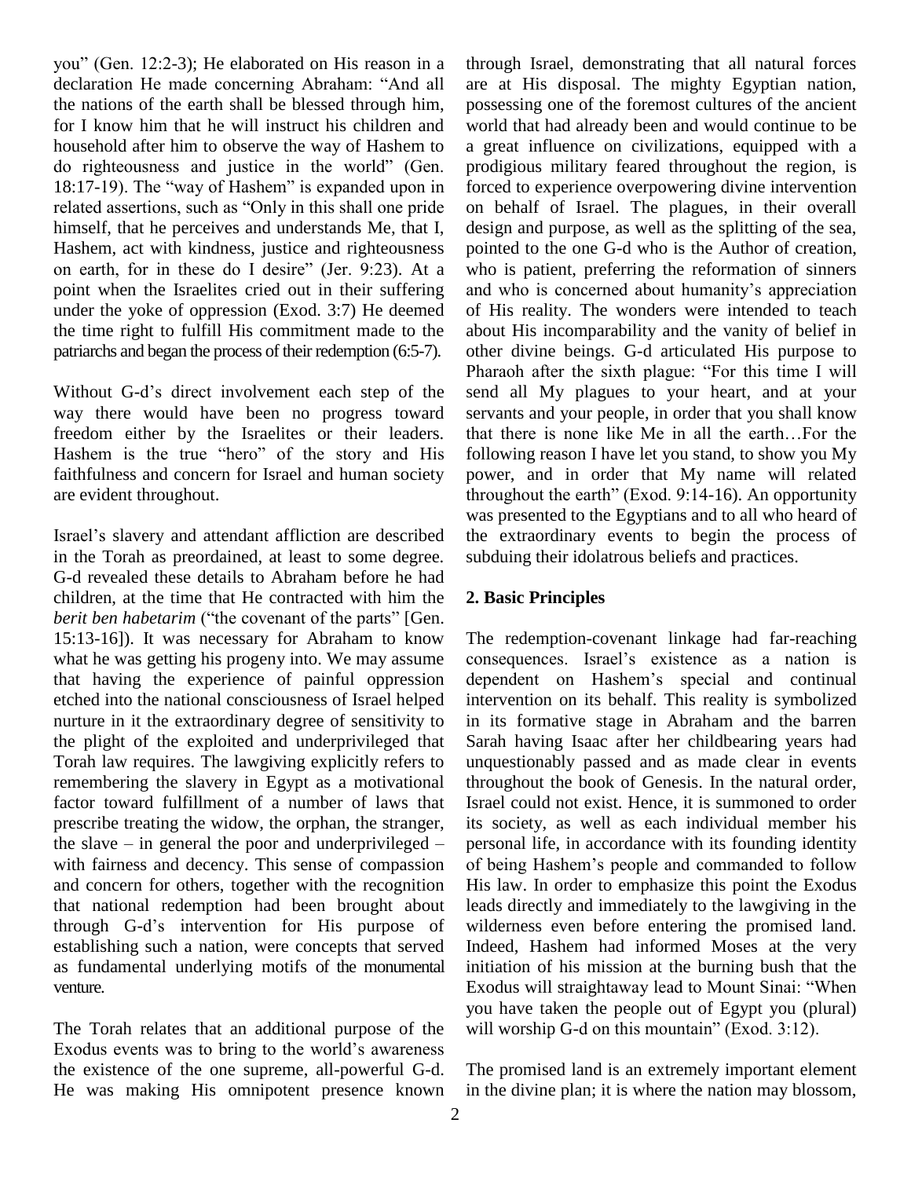you" (Gen. 12:2-3); He elaborated on His reason in a declaration He made concerning Abraham: "And all the nations of the earth shall be blessed through him, for I know him that he will instruct his children and household after him to observe the way of Hashem to do righteousness and justice in the world" (Gen. 18:17-19). The "way of Hashem" is expanded upon in related assertions, such as "Only in this shall one pride himself, that he perceives and understands Me, that I, Hashem, act with kindness, justice and righteousness on earth, for in these do I desire" (Jer. 9:23). At a point when the Israelites cried out in their suffering under the yoke of oppression (Exod. 3:7) He deemed the time right to fulfill His commitment made to the patriarchs and began the process of their redemption (6:5-7).

Without G-d's direct involvement each step of the way there would have been no progress toward freedom either by the Israelites or their leaders. Hashem is the true "hero" of the story and His faithfulness and concern for Israel and human society are evident throughout.

Israel's slavery and attendant affliction are described in the Torah as preordained, at least to some degree. G-d revealed these details to Abraham before he had children, at the time that He contracted with him the *berit ben habetarim* ("the covenant of the parts" [Gen. 15:13-16]). It was necessary for Abraham to know what he was getting his progeny into. We may assume that having the experience of painful oppression etched into the national consciousness of Israel helped nurture in it the extraordinary degree of sensitivity to the plight of the exploited and underprivileged that Torah law requires. The lawgiving explicitly refers to remembering the slavery in Egypt as a motivational factor toward fulfillment of a number of laws that prescribe treating the widow, the orphan, the stranger, the slave – in general the poor and underprivileged – with fairness and decency. This sense of compassion and concern for others, together with the recognition that national redemption had been brought about through G-d's intervention for His purpose of establishing such a nation, were concepts that served as fundamental underlying motifs of the monumental venture.

The Torah relates that an additional purpose of the Exodus events was to bring to the world's awareness the existence of the one supreme, all-powerful G-d. He was making His omnipotent presence known through Israel, demonstrating that all natural forces are at His disposal. The mighty Egyptian nation, possessing one of the foremost cultures of the ancient world that had already been and would continue to be a great influence on civilizations, equipped with a prodigious military feared throughout the region, is forced to experience overpowering divine intervention on behalf of Israel. The plagues, in their overall design and purpose, as well as the splitting of the sea, pointed to the one G-d who is the Author of creation, who is patient, preferring the reformation of sinners and who is concerned about humanity's appreciation of His reality. The wonders were intended to teach about His incomparability and the vanity of belief in other divine beings. G-d articulated His purpose to Pharaoh after the sixth plague: "For this time I will send all My plagues to your heart, and at your servants and your people, in order that you shall know that there is none like Me in all the earth…For the following reason I have let you stand, to show you My power, and in order that My name will related throughout the earth" (Exod. 9:14-16). An opportunity was presented to the Egyptians and to all who heard of the extraordinary events to begin the process of subduing their idolatrous beliefs and practices.

## 2. Basic Principles

The redemption-covenant linkage had far-reaching consequences. Israel's existence as a nation is dependent on Hashem's special and continual intervention on its behalf. This reality is symbolized in its formative stage in Abraham and the barren Sarah having Isaac after her childbearing years had unquestionably passed and as made clear in events throughout the book of Genesis. In the natural order, Israel could not exist. Hence, it is summoned to order its society, as well as each individual member his personal life, in accordance with its founding identity of being Hashem's people and commanded to follow His law. In order to emphasize this point the Exodus leads directly and immediately to the lawgiving in the wilderness even before entering the promised land. Indeed, Hashem had informed Moses at the very initiation of his mission at the burning bush that the Exodus will straightaway lead to Mount Sinai: "When you have taken the people out of Egypt you (plural) will worship G-d on this mountain" (Exod. 3:12).

The promised land is an extremely important element in the divine plan; it is where the nation may blossom,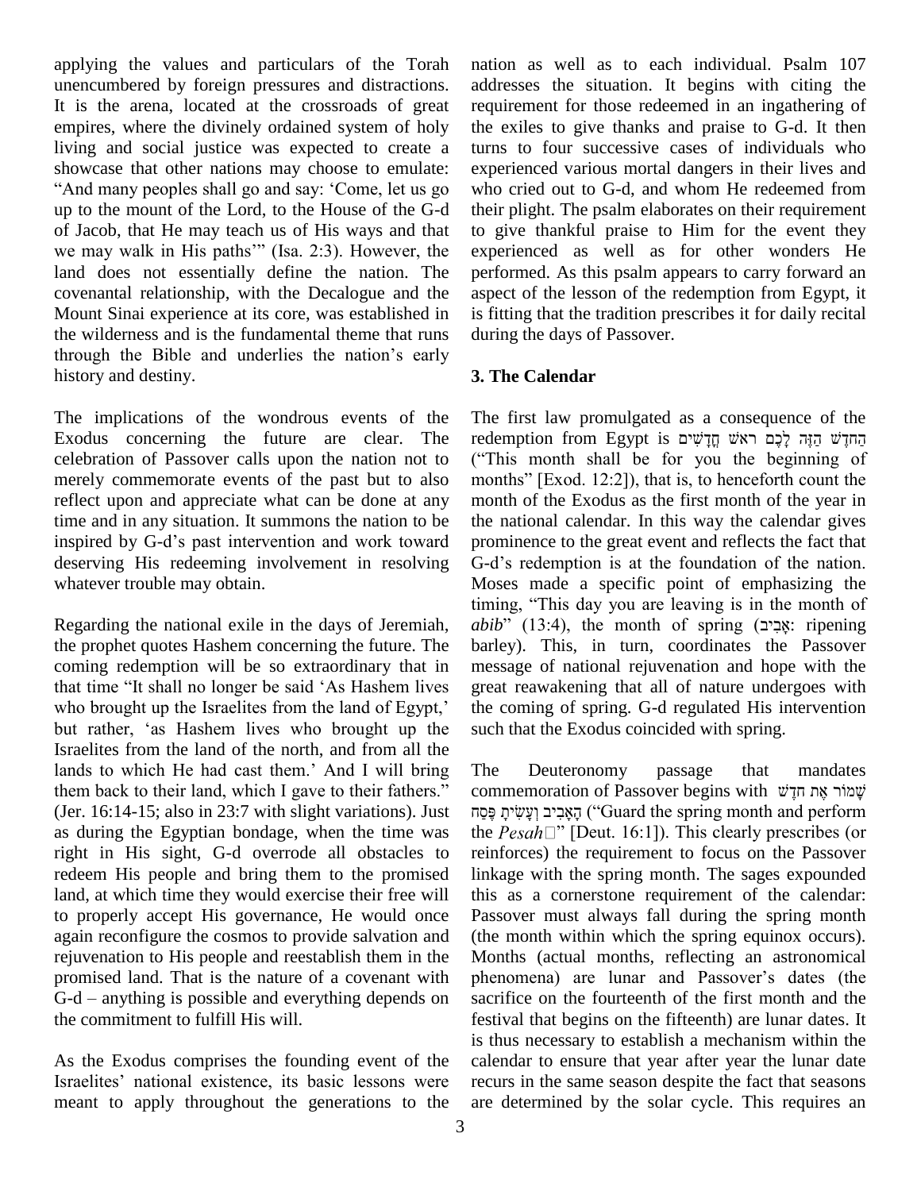applying the values and particulars of the Torah unencumbered by foreign pressures and distractions. It is the arena, located at the crossroads of great empires, where the divinely ordained system of holy living and social justice was expected to create a showcase that other nations may choose to emulate: "And many peoples shall go and say: 'Come, let us go up to the mount of the Lord, to the House of the G-d of Jacob, that He may teach us of His ways and that we may walk in His paths'" (Isa. 2:3). However, the land does not essentially define the nation. The covenantal relationship, with the Decalogue and the Mount Sinai experience at its core, was established in the wilderness and is the fundamental theme that runs through the Bible and underlies the nation's early history and destiny.

The implications of the wondrous events of the Exodus concerning the future are clear. The celebration of Passover calls upon the nation not to merely commemorate events of the past but to also reflect upon and appreciate what can be done at any time and in any situation. It summons the nation to be inspired by G-d's past intervention and work toward deserving His redeeming involvement in resolving whatever trouble may obtain.

Regarding the national exile in the days of Jeremiah, the prophet quotes Hashem concerning the future. The coming redemption will be so extraordinary that in that time "It shall no longer be said 'As Hashem lives who brought up the Israelites from the land of Egypt,' but rather, 'as Hashem lives who brought up the Israelites from the land of the north, and from all the lands to which He had cast them.' And I will bring them back to their land, which I gave to their fathers." (Jer. 16:14-15; also in 23:7 with slight variations). Just as during the Egyptian bondage, when the time was right in His sight, G-d overrode all obstacles to redeem His people and bring them to the promised land, at which time they would exercise their free will to properly accept His governance, He would once again reconfigure the cosmos to provide salvation and rejuvenation to His people and reestablish them in the promised land. That is the nature of a covenant with G-d – anything is possible and everything depends on the commitment to fulfill His will.

As the Exodus comprises the founding event of the Israelites' national existence, its basic lessons were meant to apply throughout the generations to the nation as well as to each individual. Psalm 107 addresses the situation. It begins with citing the requirement for those redeemed in an ingathering of the exiles to give thanks and praise to G-d. It then turns to four successive cases of individuals who experienced various mortal dangers in their lives and who cried out to G-d, and whom He redeemed from their plight. The psalm elaborates on their requirement to give thankful praise to Him for the event they experienced as well as for other wonders He performed. As this psalm appears to carry forward an aspect of the lesson of the redemption from Egypt, it is fitting that the tradition prescribes it for daily recital during the days of Passover.

## 3. The Calendar

The first law promulgated as a consequence of the redemption from Egypt is הַחֹדֶשׁ הַזֶּה לָכֶם ראשׁ חֳדָשִׁים ("This month shall be for you the beginning of months" [Exod. 12:2]), that is, to henceforth count the month of the Exodus as the first month of the year in the national calendar. In this way the calendar gives prominence to the great event and reflects the fact that G-d's redemption is at the foundation of the nation. Moses made a specific point of emphasizing the timing, "This day you are leaving is in the month of *abib*" (13:4), the month of spring (אָבִיב: ripening barley). This, in turn, coordinates the Passover message of national rejuvenation and hope with the great reawakening that all of nature undergoes with the coming of spring. G-d regulated His intervention such that the Exodus coincided with spring.

The Deuteronomy passage that mandates commemoration of Passover begins with שָׁמוֹר אֶת חֹדֶשׁ הָאָבִיב וְעָשִׂיתָ פֶּסַח ("Guard the spring month and perform the *Pesah*" [Deut. 16:1]). This clearly prescribes (or reinforces) the requirement to focus on the Passover linkage with the spring month. The sages expounded this as a cornerstone requirement of the calendar: Passover must always fall during the spring month (the month within which the spring equinox occurs). Months (actual months, reflecting an astronomical phenomena) are lunar and Passover's dates (the sacrifice on the fourteenth of the first month and the festival that begins on the fifteenth) are lunar dates. It is thus necessary to establish a mechanism within the calendar to ensure that year after year the lunar date recurs in the same season despite the fact that seasons are determined by the solar cycle. This requires an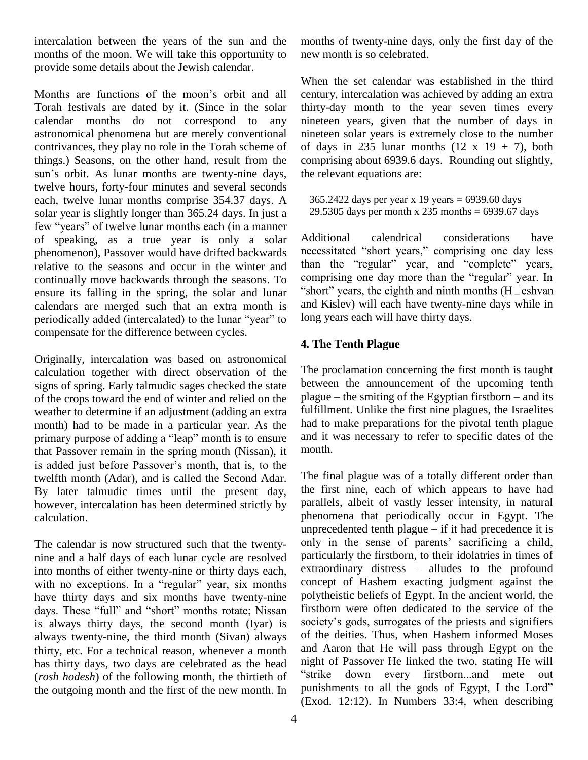intercalation between the years of the sun and the months of the moon. We will take this opportunity to provide some details about the Jewish calendar.

Months are functions of the moon's orbit and all Torah festivals are dated by it. (Since in the solar calendar months do not correspond to any astronomical phenomena but are merely conventional contrivances, they play no role in the Torah scheme of things.) Seasons, on the other hand, result from the sun's orbit. As lunar months are twenty-nine days, twelve hours, forty-four minutes and several seconds each, twelve lunar months comprise 354.37 days. A solar year is slightly longer than 365.24 days. In just a few "years" of twelve lunar months each (in a manner of speaking, as a true year is only a solar phenomenon), Passover would have drifted backwards relative to the seasons and occur in the winter and continually move backwards through the seasons. To ensure its falling in the spring, the solar and lunar calendars are merged such that an extra month is periodically added (intercalated) to the lunar "year" to compensate for the difference between cycles.

Originally, intercalation was based on astronomical calculation together with direct observation of the signs of spring. Early talmudic sages checked the state of the crops toward the end of winter and relied on the weather to determine if an adjustment (adding an extra month) had to be made in a particular year. As the primary purpose of adding a "leap" month is to ensure that Passover remain in the spring month (Nissan), it is added just before Passover's month, that is, to the twelfth month (Adar), and is called the Second Adar. By later talmudic times until the present day, however, intercalation has been determined strictly by calculation.

The calendar is now structured such that the twenty-nine and a half days of each lunar cycle are resolved into months of either twenty-nine or thirty days each, with no exceptions. In a "regular" year, six months have thirty days and six months have twenty-nine days. These "full" and "short" months rotate; Nissan is always thirty days, the second month (Iyar) is always twenty-nine, the third month (Sivan) always thirty, etc. For a technical reason, whenever a month has thirty days, two days are celebrated as the head (*rosh hodesh*) of the following month, the thirtieth of the outgoing month and the first of the new month. In months of twenty-nine days, only the first day of the new month is so celebrated.

When the set calendar was established in the third century, intercalation was achieved by adding an extra thirty-day month to the year seven times every nineteen years, given that the number of days in nineteen solar years is extremely close to the number of days in 235 lunar months (12 x 19 + 7), both comprising about 6939.6 days. Rounding out slightly, the relevant equations are:

365.2422 days per year x 19 years = 6939.60 days
29.5305 days per month x 235 months = 6939.67 days

Additional calendrical considerations have necessitated "short years," comprising one day less than the "regular" year, and "complete" years, comprising one day more than the "regular" year. In "short" years, the eighth and ninth months (Ḥeshvan and Kislev) will each have twenty-nine days while in long years each will have thirty days.

## 4. The Tenth Plague

The proclamation concerning the first month is taught between the announcement of the upcoming tenth plague – the smiting of the Egyptian firstborn – and its fulfillment. Unlike the first nine plagues, the Israelites had to make preparations for the pivotal tenth plague and it was necessary to refer to specific dates of the month.

The final plague was of a totally different order than the first nine, each of which appears to have had parallels, albeit of vastly lesser intensity, in natural phenomena that periodically occur in Egypt. The unprecedented tenth plague – if it had precedence it is only in the sense of parents' sacrificing a child, particularly the firstborn, to their idolatries in times of extraordinary distress – alludes to the profound concept of Hashem exacting judgment against the polytheistic beliefs of Egypt. In the ancient world, the firstborn were often dedicated to the service of the society's gods, surrogates of the priests and signifiers of the deities. Thus, when Hashem informed Moses and Aaron that He will pass through Egypt on the night of Passover He linked the two, stating He will "strike down every firstborn...and mete out punishments to all the gods of Egypt, I the Lord" (Exod. 12:12). In Numbers 33:4, when describing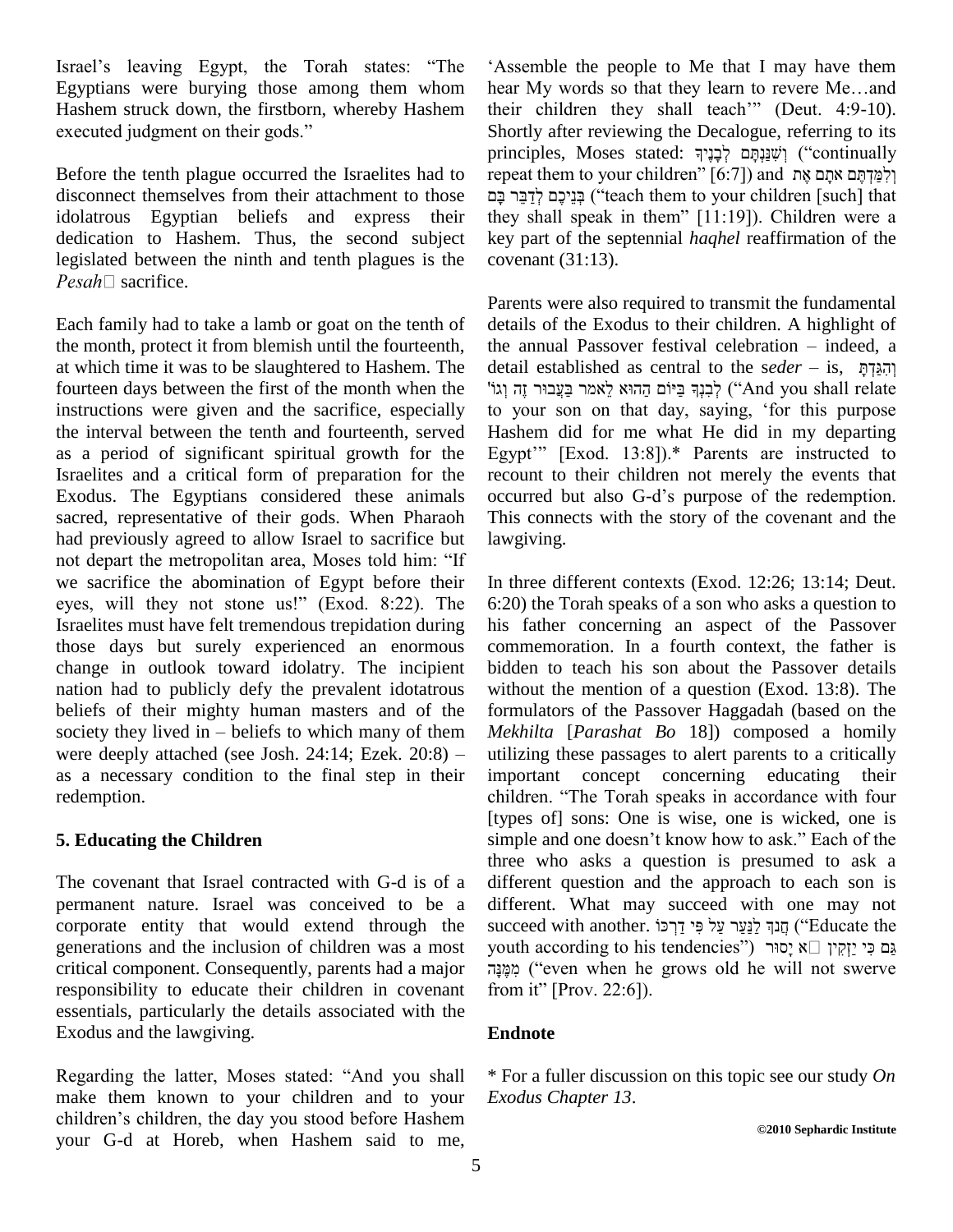Israel's leaving Egypt, the Torah states: "The Egyptians were burying those among them whom Hashem struck down, the firstborn, whereby Hashem executed judgment on their gods."

Before the tenth plague occurred the Israelites had to disconnect themselves from their attachment to those idolatrous Egyptian beliefs and express their dedication to Hashem. Thus, the second subject legislated between the ninth and tenth plagues is the *Pesah* sacrifice.

Each family had to take a lamb or goat on the tenth of the month, protect it from blemish until the fourteenth, at which time it was to be slaughtered to Hashem. The fourteen days between the first of the month when the instructions were given and the sacrifice, especially the interval between the tenth and fourteenth, served as a period of significant spiritual growth for the Israelites and a critical form of preparation for the Exodus. The Egyptians considered these animals sacred, representative of their gods. When Pharaoh had previously agreed to allow Israel to sacrifice but not depart the metropolitan area, Moses told him: "If we sacrifice the abomination of Egypt before their eyes, will they not stone us!" (Exod. 8:22). The Israelites must have felt tremendous trepidation during those days but surely experienced an enormous change in outlook toward idolatry. The incipient nation had to publicly defy the prevalent idotatrous beliefs of their mighty human masters and of the society they lived in – beliefs to which many of them were deeply attached (see Josh. 24:14; Ezek. 20:8) – as a necessary condition to the final step in their redemption.

## 5. Educating the Children

The covenant that Israel contracted with G-d is of a permanent nature. Israel was conceived to be a corporate entity that would extend through the generations and the inclusion of children was a most critical component. Consequently, parents had a major responsibility to educate their children in covenant essentials, particularly the details associated with the Exodus and the lawgiving.

Regarding the latter, Moses stated: "And you shall make them known to your children and to your children's children, the day you stood before Hashem your G-d at Horeb, when Hashem said to me, 'Assemble the people to Me that I may have them hear My words so that they learn to revere Me…and their children they shall teach'" (Deut. 4:9-10). Shortly after reviewing the Decalogue, referring to its principles, Moses stated: וְשִׁנַּנְתָּם לְבָנֶיךָ ("continually repeat them to your children" [6:7]) and וְלִמַּדְתֶּם אֹתָם אֶת בְּנֵיכֶם לְדַבֵּר בָּם ("teach them to your children [such] that they shall speak in them" [11:19]). Children were a key part of the septennial *haqhel* reaffirmation of the covenant (31:13).

Parents were also required to transmit the fundamental details of the Exodus to their children. A highlight of the annual Passover festival celebration – indeed, a detail established as central to the s*eder* – is, וְהִגַּדְתָּ לְבִנְךָ בַּיּוֹם הַהוּא לֵאמֹר בַּעֲבוּר זֶה וְגוֹ' ("And you shall relate to your son on that day, saying, 'for this purpose Hashem did for me what He did in my departing Egypt'" [Exod. 13:8]).* Parents are instructed to recount to their children not merely the events that occurred but also G-d's purpose of the redemption. This connects with the story of the covenant and the lawgiving.

In three different contexts (Exod. 12:26; 13:14; Deut. 6:20) the Torah speaks of a son who asks a question to his father concerning an aspect of the Passover commemoration. In a fourth context, the father is bidden to teach his son about the Passover details without the mention of a question (Exod. 13:8). The formulators of the Passover Haggadah (based on the *Mekhilta* [*Parashat Bo* 18]) composed a homily utilizing these passages to alert parents to a critically important concept concerning educating their children. "The Torah speaks in accordance with four [types of] sons: One is wise, one is wicked, one is simple and one doesn't know how to ask." Each of the three who asks a question is presumed to ask a different question and the approach to each son is different. What may succeed with one may not succeed with another. חֲנֹךְ לַנַּעַר עַל פִּי דַרְכּוֹ ("Educate the youth according to his tendencies") גַּם כִּי יַזְקִין לֹא יָסוּר מִמֶּנָּה ("even when he grows old he will not swerve from it" [Prov. 22:6]).

### Endnote

* For a fuller discussion on this topic see our study *On Exodus Chapter 13*.

**©2010 Sephardic Institute**